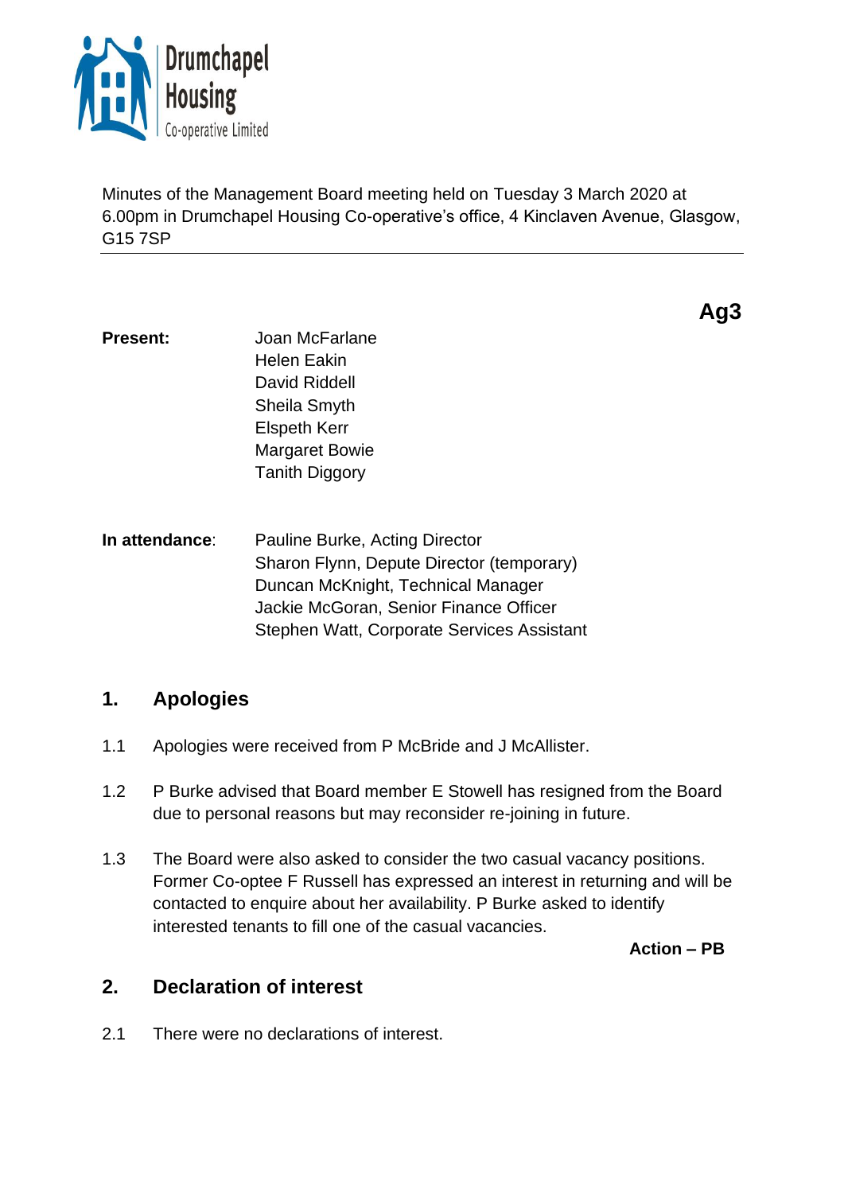Drumchapel Housing Co-operative Limited

Minutes of the Management Board meeting held on Tuesday 3 March 2020 at 6.00pm in Drumchapel Housing Co-operative's office, 4 Kinclaven Avenue, Glasgow, G15 7SP

**Ag3**

| | |
|---|---|
| **Present:** | Joan McFarlane<br>Helen Eakin<br>David Riddell<br>Sheila Smyth<br>Elspeth Kerr<br>Margaret Bowie<br>Tanith Diggory |
| **In attendance**: | Pauline Burke, Acting Director<br>Sharon Flynn, Depute Director (temporary)<br>Duncan McKnight, Technical Manager<br>Jackie McGoran, Senior Finance Officer<br>Stephen Watt, Corporate Services Assistant |

## 1. Apologies

1.1 Apologies were received from P McBride and J McAllister.

1.2 P Burke advised that Board member E Stowell has resigned from the Board due to personal reasons but may reconsider re-joining in future.

1.3 The Board were also asked to consider the two casual vacancy positions. Former Co-optee F Russell has expressed an interest in returning and will be contacted to enquire about her availability. P Burke asked to identify interested tenants to fill one of the casual vacancies.

**Action – PB**

## 2. Declaration of interest

2.1 There were no declarations of interest.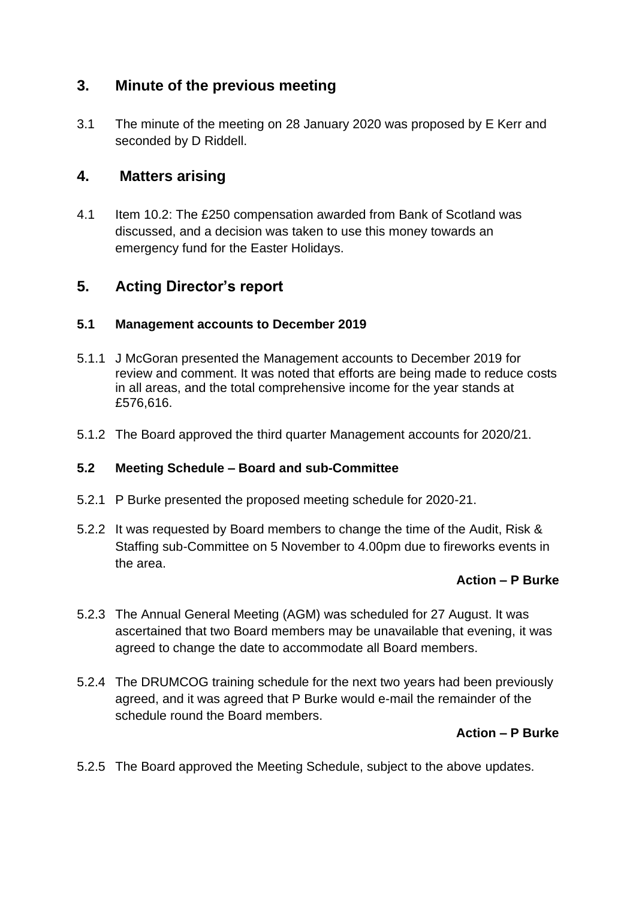## 3. Minute of the previous meeting

3.1 The minute of the meeting on 28 January 2020 was proposed by E Kerr and seconded by D Riddell.

## 4. Matters arising

4.1 Item 10.2: The £250 compensation awarded from Bank of Scotland was discussed, and a decision was taken to use this money towards an emergency fund for the Easter Holidays.

## 5. Acting Director's report

### 5.1 Management accounts to December 2019

5.1.1 J McGoran presented the Management accounts to December 2019 for review and comment. It was noted that efforts are being made to reduce costs in all areas, and the total comprehensive income for the year stands at £576,616.

5.1.2 The Board approved the third quarter Management accounts for 2020/21.

### 5.2 Meeting Schedule – Board and sub-Committee

5.2.1 P Burke presented the proposed meeting schedule for 2020-21.

5.2.2 It was requested by Board members to change the time of the Audit, Risk & Staffing sub-Committee on 5 November to 4.00pm due to fireworks events in the area.

**Action – P Burke**

5.2.3 The Annual General Meeting (AGM) was scheduled for 27 August. It was ascertained that two Board members may be unavailable that evening, it was agreed to change the date to accommodate all Board members.

5.2.4 The DRUMCOG training schedule for the next two years had been previously agreed, and it was agreed that P Burke would e-mail the remainder of the schedule round the Board members.

**Action – P Burke**

5.2.5 The Board approved the Meeting Schedule, subject to the above updates.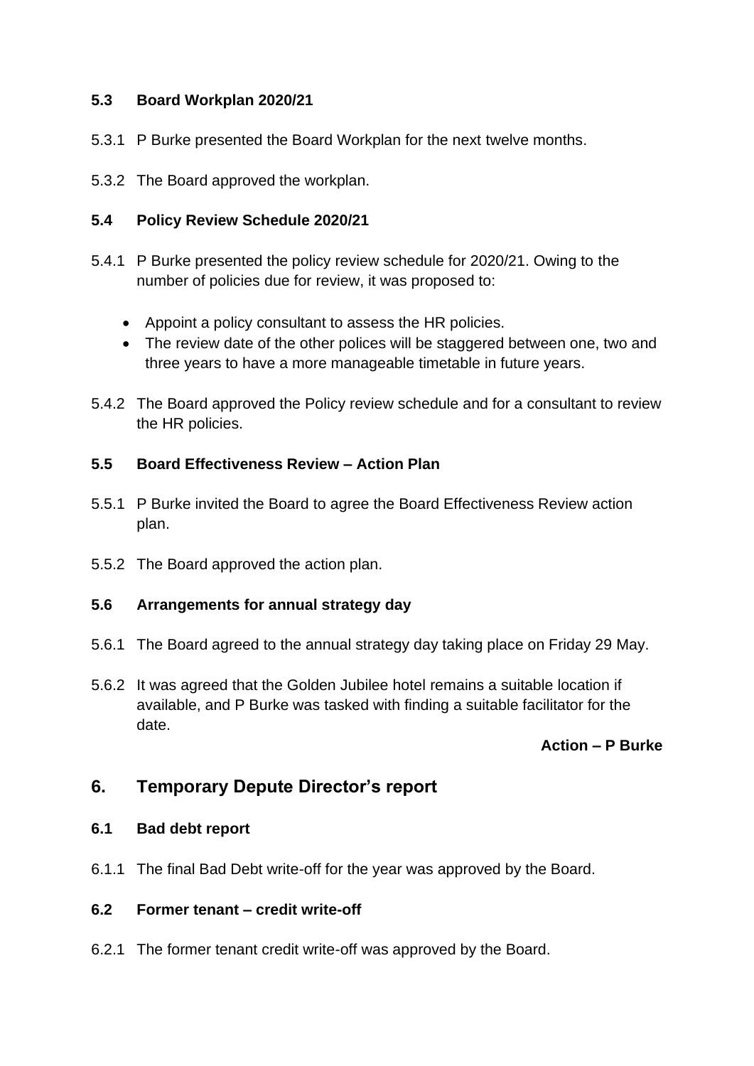### 5.3 Board Workplan 2020/21

5.3.1 P Burke presented the Board Workplan for the next twelve months.

5.3.2 The Board approved the workplan.

### 5.4 Policy Review Schedule 2020/21

5.4.1 P Burke presented the policy review schedule for 2020/21. Owing to the number of policies due for review, it was proposed to:

- Appoint a policy consultant to assess the HR policies.
- The review date of the other polices will be staggered between one, two and three years to have a more manageable timetable in future years.

5.4.2 The Board approved the Policy review schedule and for a consultant to review the HR policies.

### 5.5 Board Effectiveness Review – Action Plan

5.5.1 P Burke invited the Board to agree the Board Effectiveness Review action plan.

5.5.2 The Board approved the action plan.

### 5.6 Arrangements for annual strategy day

5.6.1 The Board agreed to the annual strategy day taking place on Friday 29 May.

5.6.2 It was agreed that the Golden Jubilee hotel remains a suitable location if available, and P Burke was tasked with finding a suitable facilitator for the date.

**Action – P Burke**

## 6. Temporary Depute Director's report

### 6.1 Bad debt report

6.1.1 The final Bad Debt write-off for the year was approved by the Board.

### 6.2 Former tenant – credit write-off

6.2.1 The former tenant credit write-off was approved by the Board.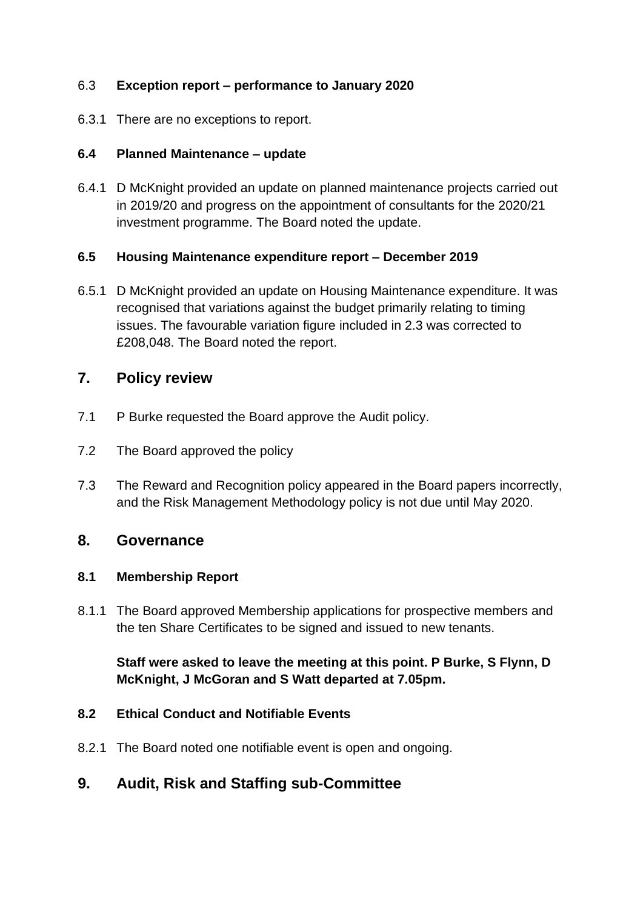### 6.3 **Exception report – performance to January 2020**

6.3.1 There are no exceptions to report.

### 6.4 Planned Maintenance – update

6.4.1 D McKnight provided an update on planned maintenance projects carried out in 2019/20 and progress on the appointment of consultants for the 2020/21 investment programme. The Board noted the update.

### 6.5 Housing Maintenance expenditure report – December 2019

6.5.1 D McKnight provided an update on Housing Maintenance expenditure. It was recognised that variations against the budget primarily relating to timing issues. The favourable variation figure included in 2.3 was corrected to £208,048. The Board noted the report.

## 7. Policy review

7.1 P Burke requested the Board approve the Audit policy.

7.2 The Board approved the policy

7.3 The Reward and Recognition policy appeared in the Board papers incorrectly, and the Risk Management Methodology policy is not due until May 2020.

## 8. Governance

### 8.1 Membership Report

8.1.1 The Board approved Membership applications for prospective members and the ten Share Certificates to be signed and issued to new tenants.

**Staff were asked to leave the meeting at this point. P Burke, S Flynn, D McKnight, J McGoran and S Watt departed at 7.05pm.**

### 8.2 Ethical Conduct and Notifiable Events

8.2.1 The Board noted one notifiable event is open and ongoing.

## 9. Audit, Risk and Staffing sub-Committee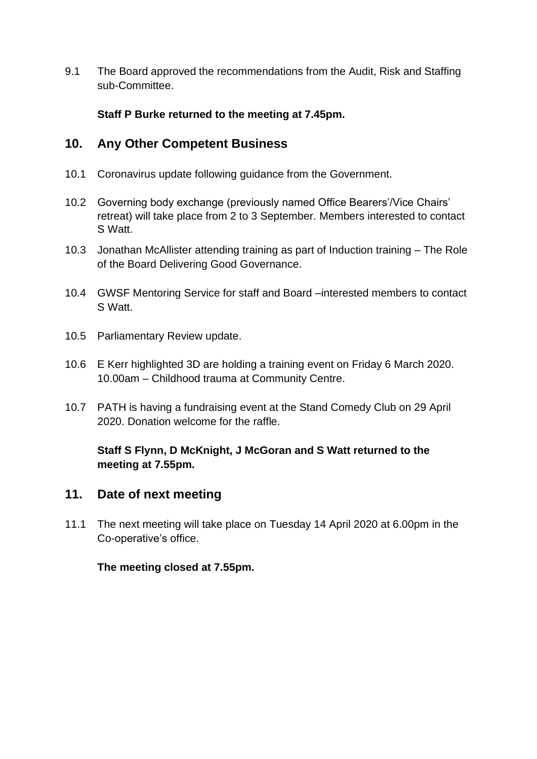9.1 The Board approved the recommendations from the Audit, Risk and Staffing sub-Committee.

**Staff P Burke returned to the meeting at 7.45pm.**

## 10. Any Other Competent Business

10.1 Coronavirus update following guidance from the Government.

10.2 Governing body exchange (previously named Office Bearers'/Vice Chairs' retreat) will take place from 2 to 3 September. Members interested to contact S Watt.

10.3 Jonathan McAllister attending training as part of Induction training – The Role of the Board Delivering Good Governance.

10.4 GWSF Mentoring Service for staff and Board –interested members to contact S Watt.

10.5 Parliamentary Review update.

10.6 E Kerr highlighted 3D are holding a training event on Friday 6 March 2020. 10.00am – Childhood trauma at Community Centre.

10.7 PATH is having a fundraising event at the Stand Comedy Club on 29 April 2020. Donation welcome for the raffle.

**Staff S Flynn, D McKnight, J McGoran and S Watt returned to the meeting at 7.55pm.**

## 11. Date of next meeting

11.1 The next meeting will take place on Tuesday 14 April 2020 at 6.00pm in the Co-operative's office.

**The meeting closed at 7.55pm.**